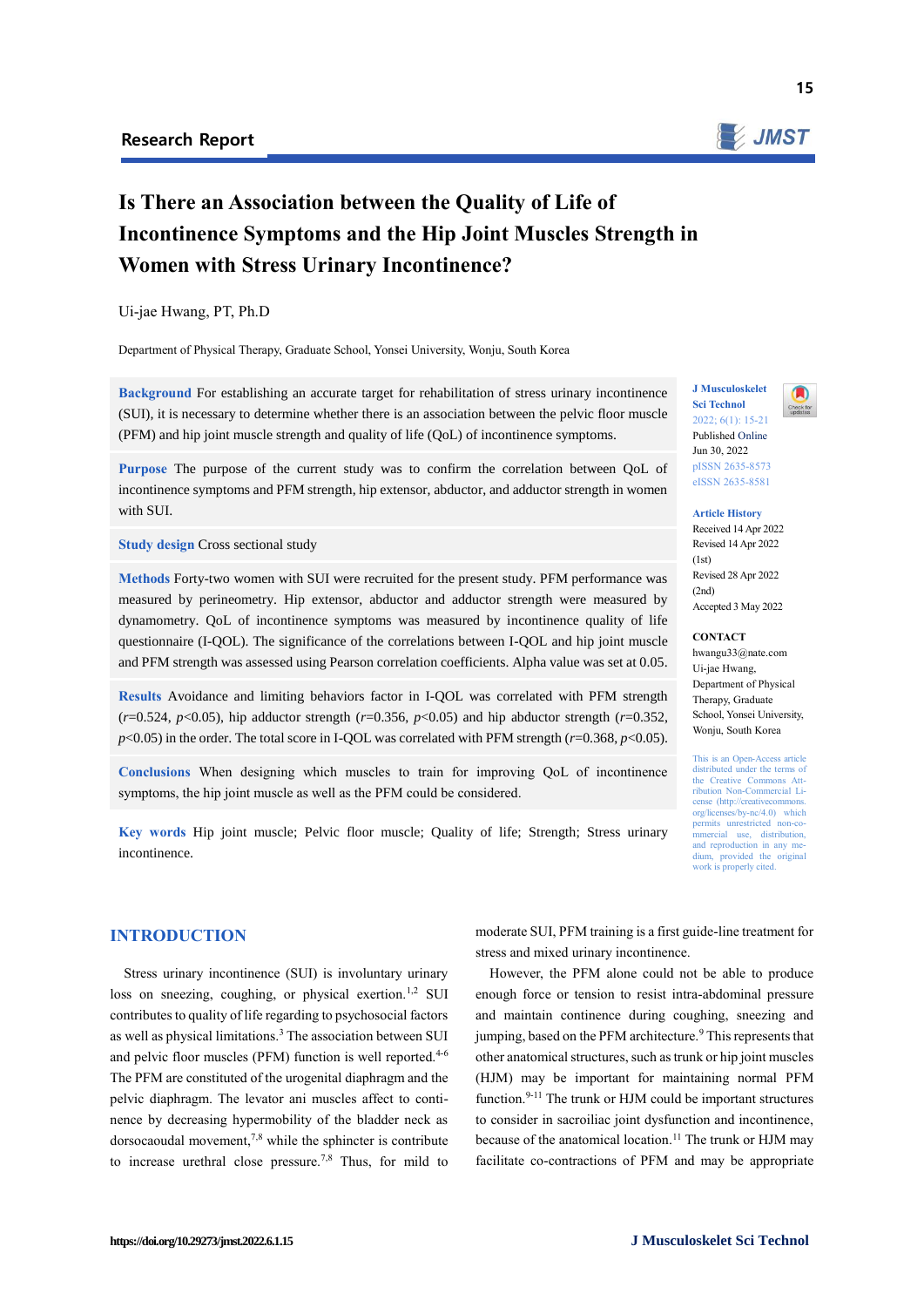Research Report

# Is There an Association between the Quality of Life of Incontinence Symptoms and the Hip Joint Muscles Strength in Women with Stress Urinary Incontinence?

Ui-jae Hwang, PT, Ph.D

Department of Physical Therapy, Graduate School, Yonsei University, Wonju, South Korea

**Background** For establishing an accurate target for rehabilitation of stress urinary incontinence (SUI), it is necessary to determine whether there is an association between the pelvic floor muscle (PFM) and hip joint muscle strength and quality of life (QoL) of incontinence symptoms.

**Purpose** The purpose of the current study was to confirm the correlation between QoL of incontinence symptoms and PFM strength, hip extensor, abductor, and adductor strength in women with SUI.

**Study design** Cross sectional study

**Methods** Forty-two women with SUI were recruited for the present study. PFM performance was measured by perineometry. Hip extensor, abductor and adductor strength were measured by dynamometry. QoL of incontinence symptoms was measured by incontinence quality of life questionnaire (I-QOL). The significance of the correlations between I-QOL and hip joint muscle and PFM strength was assessed using Pearson correlation coefficients. Alpha value was set at 0.05.

**Results** Avoidance and limiting behaviors factor in I-QOL was correlated with PFM strength ($r$=0.524, $p$<0.05), hip adductor strength ($r$=0.356, $p$<0.05) and hip abductor strength ($r$=0.352, $p$<0.05) in the order. The total score in I-QOL was correlated with PFM strength ($r$=0.368, $p$<0.05).

**Conclusions** When designing which muscles to train for improving QoL of incontinence symptoms, the hip joint muscle as well as the PFM could be considered.

**Key words** Hip joint muscle; Pelvic floor muscle; Quality of life; Strength; Stress urinary incontinence.

J Musculoskelet Sci Technol 2022; 6(1): 15-21
Published Online Jun 30, 2022
pISSN 2635-8573
eISSN 2635-8581

**Article History**
Received 14 Apr 2022
Revised 14 Apr 2022 (1st)
Revised 28 Apr 2022 (2nd)
Accepted 3 May 2022

**CONTACT**
hwangu33@nate.com
Ui-jae Hwang, Department of Physical Therapy, Graduate School, Yonsei University, Wonju, South Korea

This is an Open-Access article distributed under the terms of the Creative Commons Attribution Non-Commercial License (http://creativecommons.org/licenses/by-nc/4.0) which permits unrestricted non-commercial use, distribution, and reproduction in any medium, provided the original work is properly cited.

## INTRODUCTION

Stress urinary incontinence (SUI) is involuntary urinary loss on sneezing, coughing, or physical exertion.[1,2] SUI contributes to quality of life regarding to psychosocial factors as well as physical limitations.[3] The association between SUI and pelvic floor muscles (PFM) function is well reported.[4-6] The PFM are constituted of the urogenital diaphragm and the pelvic diaphragm. The levator ani muscles affect to continence by decreasing hypermobility of the bladder neck as dorsocaoudal movement,[7,8] while the sphincter is contribute to increase urethral close pressure.[7,8] Thus, for mild to moderate SUI, PFM training is a first guide-line treatment for stress and mixed urinary incontinence.

However, the PFM alone could not be able to produce enough force or tension to resist intra-abdominal pressure and maintain continence during coughing, sneezing and jumping, based on the PFM architecture.[9] This represents that other anatomical structures, such as trunk or hip joint muscles (HJM) may be important for maintaining normal PFM function.[9-11] The trunk or HJM could be important structures to consider in sacroiliac joint dysfunction and incontinence, because of the anatomical location.[11] The trunk or HJM may facilitate co-contractions of PFM and may be appropriate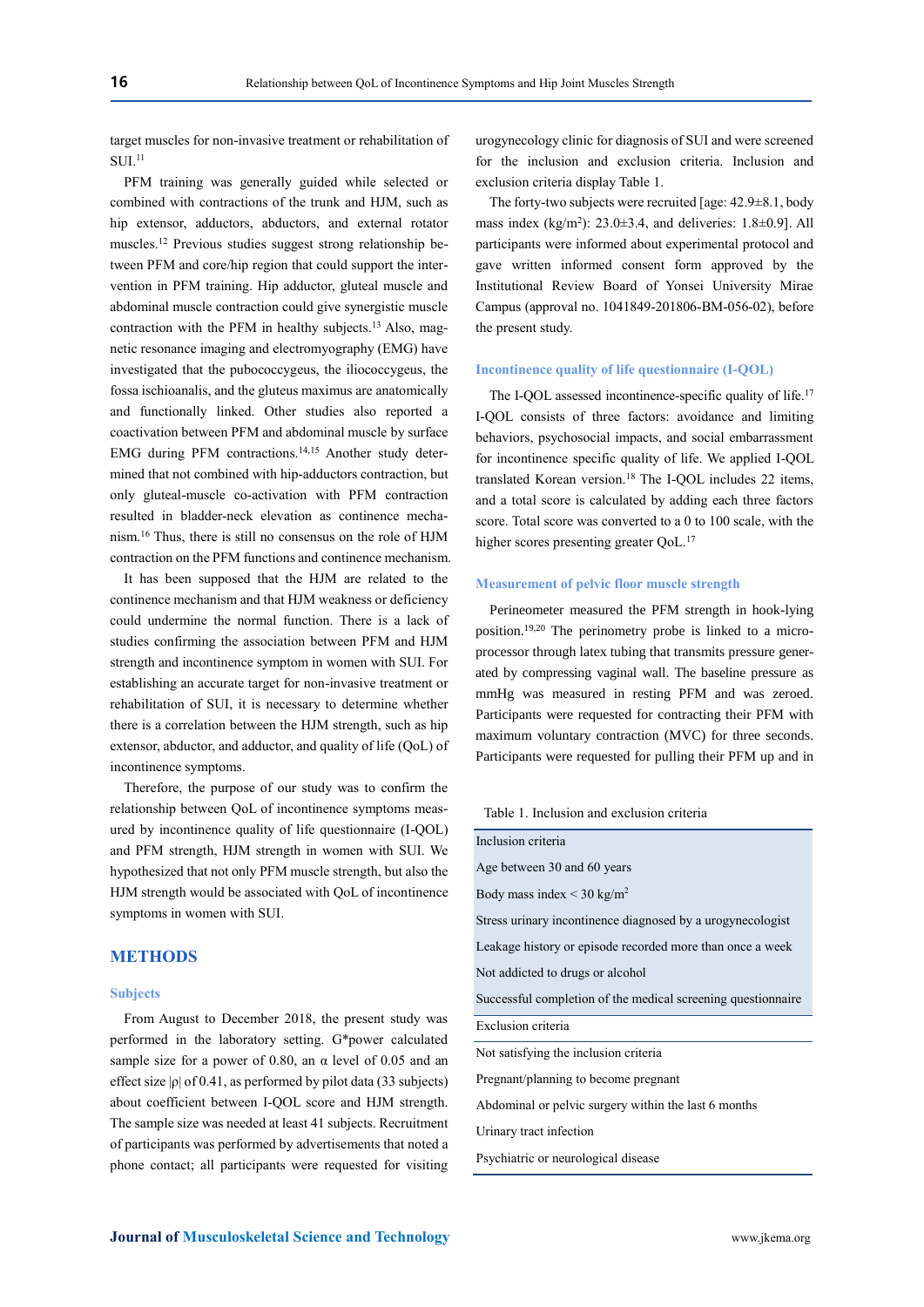target muscles for non-invasive treatment or rehabilitation of SUI.[11]

PFM training was generally guided while selected or combined with contractions of the trunk and HJM, such as hip extensor, adductors, abductors, and external rotator muscles.[12] Previous studies suggest strong relationship between PFM and core/hip region that could support the intervention in PFM training. Hip adductor, gluteal muscle and abdominal muscle contraction could give synergistic muscle contraction with the PFM in healthy subjects.[13] Also, magnetic resonance imaging and electromyography (EMG) have investigated that the pubococcygeus, the iliococcygeus, the fossa ischioanalis, and the gluteus maximus are anatomically and functionally linked. Other studies also reported a coactivation between PFM and abdominal muscle by surface EMG during PFM contractions.[14,15] Another study determined that not combined with hip-adductors contraction, but only gluteal-muscle co-activation with PFM contraction resulted in bladder-neck elevation as continence mechanism.[16] Thus, there is still no consensus on the role of HJM contraction on the PFM functions and continence mechanism.

It has been supposed that the HJM are related to the continence mechanism and that HJM weakness or deficiency could undermine the normal function. There is a lack of studies confirming the association between PFM and HJM strength and incontinence symptom in women with SUI. For establishing an accurate target for non-invasive treatment or rehabilitation of SUI, it is necessary to determine whether there is a correlation between the HJM strength, such as hip extensor, abductor, and adductor, and quality of life (QoL) of incontinence symptoms.

Therefore, the purpose of our study was to confirm the relationship between QoL of incontinence symptoms measured by incontinence quality of life questionnaire (I-QOL) and PFM strength, HJM strength in women with SUI. We hypothesized that not only PFM muscle strength, but also the HJM strength would be associated with QoL of incontinence symptoms in women with SUI.

## METHODS

### Subjects

From August to December 2018, the present study was performed in the laboratory setting. G*power calculated sample size for a power of 0.80, an α level of 0.05 and an effect size |ρ| of 0.41, as performed by pilot data (33 subjects) about coefficient between I-QOL score and HJM strength. The sample size was needed at least 41 subjects. Recruitment of participants was performed by advertisements that noted a phone contact; all participants were requested for visiting urogynecology clinic for diagnosis of SUI and were screened for the inclusion and exclusion criteria. Inclusion and exclusion criteria display Table 1.

The forty-two subjects were recruited [age: 42.9±8.1, body mass index (kg/m$^2$): 23.0±3.4, and deliveries: 1.8±0.9]. All participants were informed about experimental protocol and gave written informed consent form approved by the Institutional Review Board of Yonsei University Mirae Campus (approval no. 1041849-201806-BM-056-02), before the present study.

### Incontinence quality of life questionnaire (I-QOL)

The I-QOL assessed incontinence-specific quality of life.[17] I-QOL consists of three factors: avoidance and limiting behaviors, psychosocial impacts, and social embarrassment for incontinence specific quality of life. We applied I-QOL translated Korean version.[18] The I-QOL includes 22 items, and a total score is calculated by adding each three factors score. Total score was converted to a 0 to 100 scale, with the higher scores presenting greater QoL.[17]

### Measurement of pelvic floor muscle strength

Perineometer measured the PFM strength in hook-lying position.[19,20] The perinometry probe is linked to a microprocessor through latex tubing that transmits pressure generated by compressing vaginal wall. The baseline pressure as mmHg was measured in resting PFM and was zeroed. Participants were requested for contracting their PFM with maximum voluntary contraction (MVC) for three seconds. Participants were requested for pulling their PFM up and in

Table 1. Inclusion and exclusion criteria

| Inclusion criteria |
|---|
| Age between 30 and 60 years |
| Body mass index < 30 kg/m$^2$ |
| Stress urinary incontinence diagnosed by a urogynecologist |
| Leakage history or episode recorded more than once a week |
| Not addicted to drugs or alcohol |
| Successful completion of the medical screening questionnaire |
| **Exclusion criteria** |
| Not satisfying the inclusion criteria |
| Pregnant/planning to become pregnant |
| Abdominal or pelvic surgery within the last 6 months |
| Urinary tract infection |
| Psychiatric or neurological disease |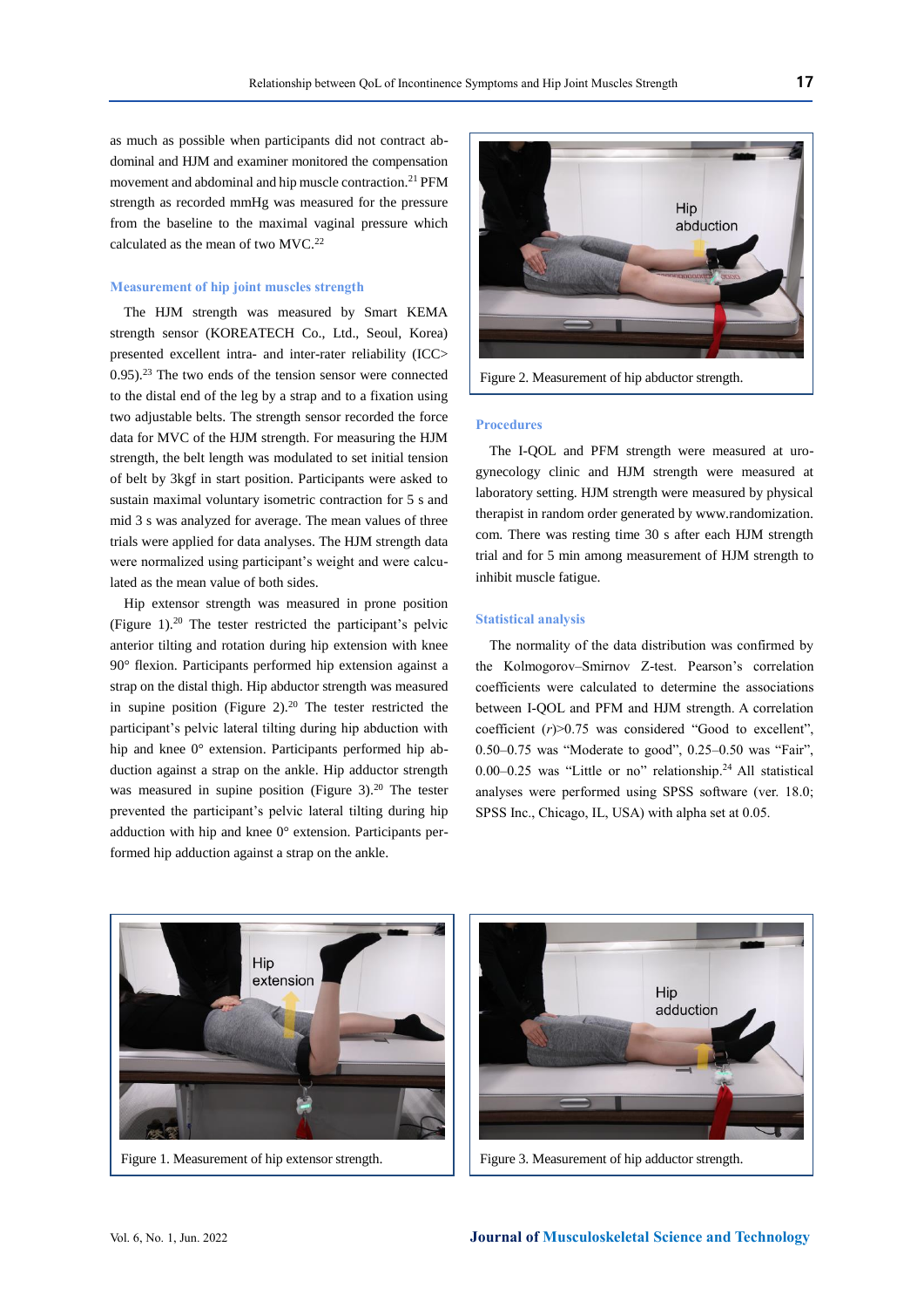as much as possible when participants did not contract abdominal and HJM and examiner monitored the compensation movement and abdominal and hip muscle contraction.[21] PFM strength as recorded mmHg was measured for the pressure from the baseline to the maximal vaginal pressure which calculated as the mean of two MVC.[22]

### Measurement of hip joint muscles strength

The HJM strength was measured by Smart KEMA strength sensor (KOREATECH Co., Ltd., Seoul, Korea) presented excellent intra- and inter-rater reliability (ICC> 0.95).[23] The two ends of the tension sensor were connected to the distal end of the leg by a strap and to a fixation using two adjustable belts. The strength sensor recorded the force data for MVC of the HJM strength. For measuring the HJM strength, the belt length was modulated to set initial tension of belt by 3kgf in start position. Participants were asked to sustain maximal voluntary isometric contraction for 5 s and mid 3 s was analyzed for average. The mean values of three trials were applied for data analyses. The HJM strength data were normalized using participant's weight and were calculated as the mean value of both sides.

Hip extensor strength was measured in prone position (Figure 1).[20] The tester restricted the participant's pelvic anterior tilting and rotation during hip extension with knee 90° flexion. Participants performed hip extension against a strap on the distal thigh. Hip abductor strength was measured in supine position (Figure 2).[20] The tester restricted the participant's pelvic lateral tilting during hip abduction with hip and knee 0° extension. Participants performed hip abduction against a strap on the ankle. Hip adductor strength was measured in supine position (Figure 3).[20] The tester prevented the participant's pelvic lateral tilting during hip adduction with hip and knee 0° extension. Participants performed hip adduction against a strap on the ankle.

Figure 2. Measurement of hip abductor strength.

### Procedures

The I-QOL and PFM strength were measured at urogynecology clinic and HJM strength were measured at laboratory setting. HJM strength were measured by physical therapist in random order generated by www.randomization.com. There was resting time 30 s after each HJM strength trial and for 5 min among measurement of HJM strength to inhibit muscle fatigue.

### Statistical analysis

The normality of the data distribution was confirmed by the Kolmogorov–Smirnov Z-test. Pearson's correlation coefficients were calculated to determine the associations between I-QOL and PFM and HJM strength. A correlation coefficient ($r$)>0.75 was considered "Good to excellent", 0.50–0.75 was "Moderate to good", 0.25–0.50 was "Fair", 0.00–0.25 was "Little or no" relationship.[24] All statistical analyses were performed using SPSS software (ver. 18.0; SPSS Inc., Chicago, IL, USA) with alpha set at 0.05.

Figure 1. Measurement of hip extensor strength.

Figure 3. Measurement of hip adductor strength.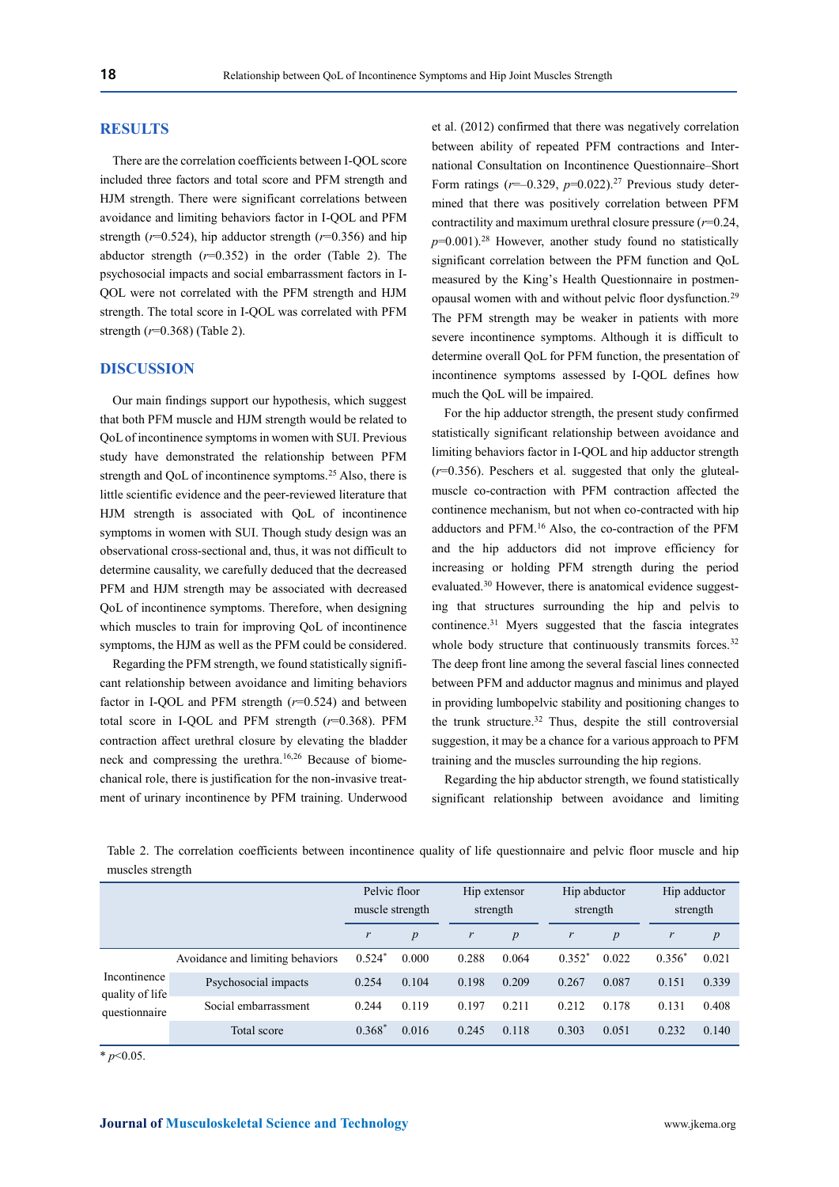## RESULTS

There are the correlation coefficients between I-QOL score included three factors and total score and PFM strength and HJM strength. There were significant correlations between avoidance and limiting behaviors factor in I-QOL and PFM strength ($r$=0.524), hip adductor strength ($r$=0.356) and hip abductor strength ($r$=0.352) in the order (Table 2). The psychosocial impacts and social embarrassment factors in I-QOL were not correlated with the PFM strength and HJM strength. The total score in I-QOL was correlated with PFM strength ($r$=0.368) (Table 2).

## DISCUSSION

Our main findings support our hypothesis, which suggest that both PFM muscle and HJM strength would be related to QoL of incontinence symptoms in women with SUI. Previous study have demonstrated the relationship between PFM strength and QoL of incontinence symptoms.[25] Also, there is little scientific evidence and the peer-reviewed literature that HJM strength is associated with QoL of incontinence symptoms in women with SUI. Though study design was an observational cross-sectional and, thus, it was not difficult to determine causality, we carefully deduced that the decreased PFM and HJM strength may be associated with decreased QoL of incontinence symptoms. Therefore, when designing which muscles to train for improving QoL of incontinence symptoms, the HJM as well as the PFM could be considered.

Regarding the PFM strength, we found statistically significant relationship between avoidance and limiting behaviors factor in I-QOL and PFM strength ($r$=0.524) and between total score in I-QOL and PFM strength ($r$=0.368). PFM contraction affect urethral closure by elevating the bladder neck and compressing the urethra.[16,26] Because of biomechanical role, there is justification for the non-invasive treatment of urinary incontinence by PFM training. Underwood et al. (2012) confirmed that there was negatively correlation between ability of repeated PFM contractions and International Consultation on Incontinence Questionnaire–Short Form ratings ($r$=–0.329, $p$=0.022).[27] Previous study determined that there was positively correlation between PFM contractility and maximum urethral closure pressure ($r$=0.24, $p$=0.001).[28] However, another study found no statistically significant correlation between the PFM function and QoL measured by the King's Health Questionnaire in postmenopausal women with and without pelvic floor dysfunction.[29] The PFM strength may be weaker in patients with more severe incontinence symptoms. Although it is difficult to determine overall QoL for PFM function, the presentation of incontinence symptoms assessed by I-QOL defines how much the QoL will be impaired.

For the hip adductor strength, the present study confirmed statistically significant relationship between avoidance and limiting behaviors factor in I-QOL and hip adductor strength ($r$=0.356). Peschers et al. suggested that only the gluteal-muscle co-contraction with PFM contraction affected the continence mechanism, but not when co-contracted with hip adductors and PFM.[16] Also, the co-contraction of the PFM and the hip adductors did not improve efficiency for increasing or holding PFM strength during the period evaluated.[30] However, there is anatomical evidence suggesting that structures surrounding the hip and pelvis to continence.[31] Myers suggested that the fascia integrates whole body structure that continuously transmits forces.[32] The deep front line among the several fascial lines connected between PFM and adductor magnus and minimus and played in providing lumbopelvic stability and positioning changes to the trunk structure.[32] Thus, despite the still controversial suggestion, it may be a chance for a various approach to PFM training and the muscles surrounding the hip regions.

Regarding the hip abductor strength, we found statistically significant relationship between avoidance and limiting

Table 2. The correlation coefficients between incontinence quality of life questionnaire and pelvic floor muscle and hip muscles strength

| | | Pelvic floor muscle strength | | Hip extensor strength | | Hip abductor strength | | Hip adductor strength | |
|---|---|---|---|---|---|---|---|---|---|
| | | $r$ | $p$ | $r$ | $p$ | $r$ | $p$ | $r$ | $p$ |
| Incontinence quality of life questionnaire | Avoidance and limiting behaviors | 0.524* | 0.000 | 0.288 | 0.064 | 0.352* | 0.022 | 0.356* | 0.021 |
| | Psychosocial impacts | 0.254 | 0.104 | 0.198 | 0.209 | 0.267 | 0.087 | 0.151 | 0.339 |
| | Social embarrassment | 0.244 | 0.119 | 0.197 | 0.211 | 0.212 | 0.178 | 0.131 | 0.408 |
| | Total score | 0.368* | 0.016 | 0.245 | 0.118 | 0.303 | 0.051 | 0.232 | 0.140 |

* $p$<0.05.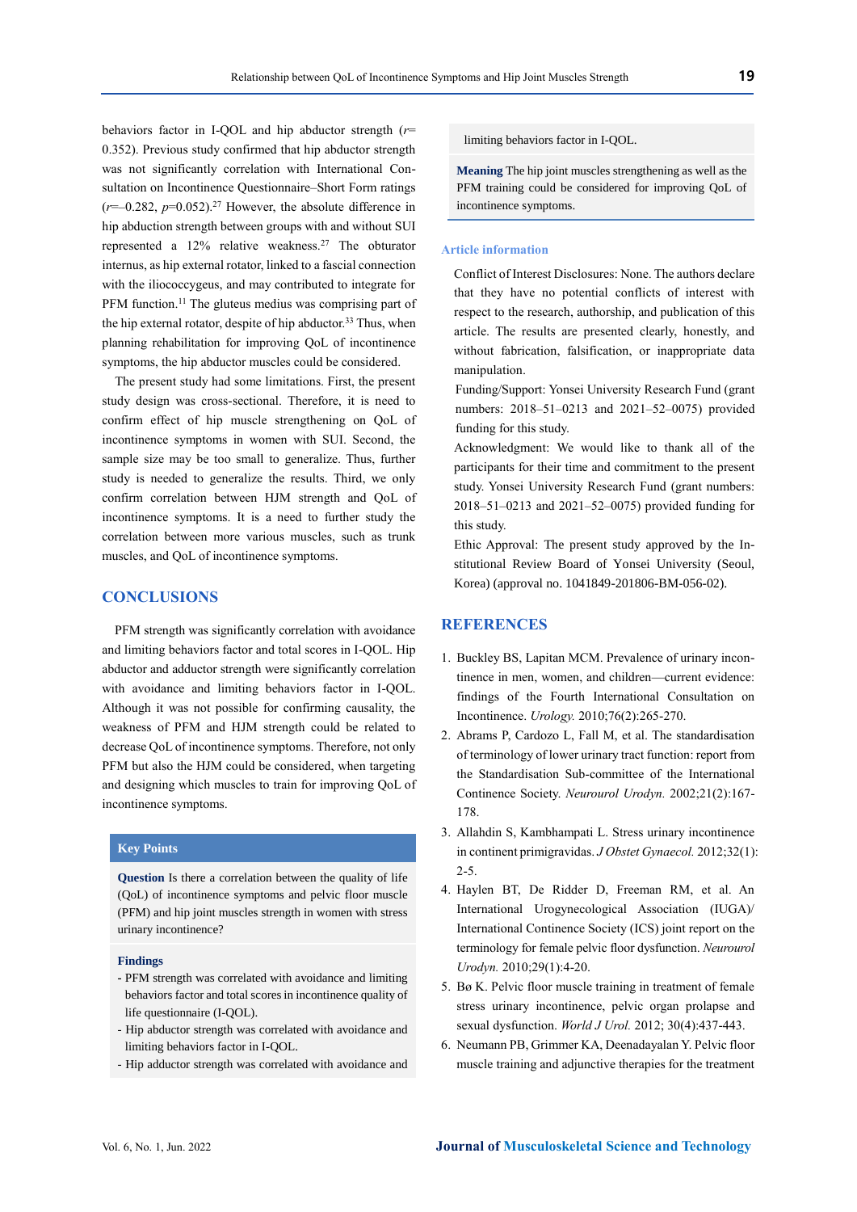behaviors factor in I-QOL and hip abductor strength ($r$= 0.352). Previous study confirmed that hip abductor strength was not significantly correlation with International Consultation on Incontinence Questionnaire–Short Form ratings ($r$=–0.282, $p$=0.052).[27] However, the absolute difference in hip abduction strength between groups with and without SUI represented a 12% relative weakness.[27] The obturator internus, as hip external rotator, linked to a fascial connection with the iliococcygeus, and may contributed to integrate for PFM function.[11] The gluteus medius was comprising part of the hip external rotator, despite of hip abductor.[33] Thus, when planning rehabilitation for improving QoL of incontinence symptoms, the hip abductor muscles could be considered.

The present study had some limitations. First, the present study design was cross-sectional. Therefore, it is need to confirm effect of hip muscle strengthening on QoL of incontinence symptoms in women with SUI. Second, the sample size may be too small to generalize. Thus, further study is needed to generalize the results. Third, we only confirm correlation between HJM strength and QoL of incontinence symptoms. It is a need to further study the correlation between more various muscles, such as trunk muscles, and QoL of incontinence symptoms.

## CONCLUSIONS

PFM strength was significantly correlation with avoidance and limiting behaviors factor and total scores in I-QOL. Hip abductor and adductor strength were significantly correlation with avoidance and limiting behaviors factor in I-QOL. Although it was not possible for confirming causality, the weakness of PFM and HJM strength could be related to decrease QoL of incontinence symptoms. Therefore, not only PFM but also the HJM could be considered, when targeting and designing which muscles to train for improving QoL of incontinence symptoms.

**Key Points**

**Question** Is there a correlation between the quality of life (QoL) of incontinence symptoms and pelvic floor muscle (PFM) and hip joint muscles strength in women with stress urinary incontinence?

**Findings**
- PFM strength was correlated with avoidance and limiting behaviors factor and total scores in incontinence quality of life questionnaire (I-QOL).
- Hip abductor strength was correlated with avoidance and limiting behaviors factor in I-QOL.
- Hip adductor strength was correlated with avoidance and limiting behaviors factor in I-QOL.

**Meaning** The hip joint muscles strengthening as well as the PFM training could be considered for improving QoL of incontinence symptoms.

### Article information

Conflict of Interest Disclosures: None. The authors declare that they have no potential conflicts of interest with respect to the research, authorship, and publication of this article. The results are presented clearly, honestly, and without fabrication, falsification, or inappropriate data manipulation.

Funding/Support: Yonsei University Research Fund (grant numbers: 2018–51–0213 and 2021–52–0075) provided funding for this study.

Acknowledgment: We would like to thank all of the participants for their time and commitment to the present study. Yonsei University Research Fund (grant numbers: 2018–51–0213 and 2021–52–0075) provided funding for this study.

Ethic Approval: The present study approved by the Institutional Review Board of Yonsei University (Seoul, Korea) (approval no. 1041849-201806-BM-056-02).

## REFERENCES

1. Buckley BS, Lapitan MCM. Prevalence of urinary incontinence in men, women, and children—current evidence: findings of the Fourth International Consultation on Incontinence. *Urology.* 2010;76(2):265-270.
2. Abrams P, Cardozo L, Fall M, et al. The standardisation of terminology of lower urinary tract function: report from the Standardisation Sub-committee of the International Continence Society. *Neurourol Urodyn.* 2002;21(2):167-178.
3. Allahdin S, Kambhampati L. Stress urinary incontinence in continent primigravidas. *J Obstet Gynaecol.* 2012;32(1):2-5.
4. Haylen BT, De Ridder D, Freeman RM, et al. An International Urogynecological Association (IUGA)/International Continence Society (ICS) joint report on the terminology for female pelvic floor dysfunction. *Neurourol Urodyn.* 2010;29(1):4-20.
5. Bø K. Pelvic floor muscle training in treatment of female stress urinary incontinence, pelvic organ prolapse and sexual dysfunction. *World J Urol.* 2012; 30(4):437-443.
6. Neumann PB, Grimmer KA, Deenadayalan Y. Pelvic floor muscle training and adjunctive therapies for the treatment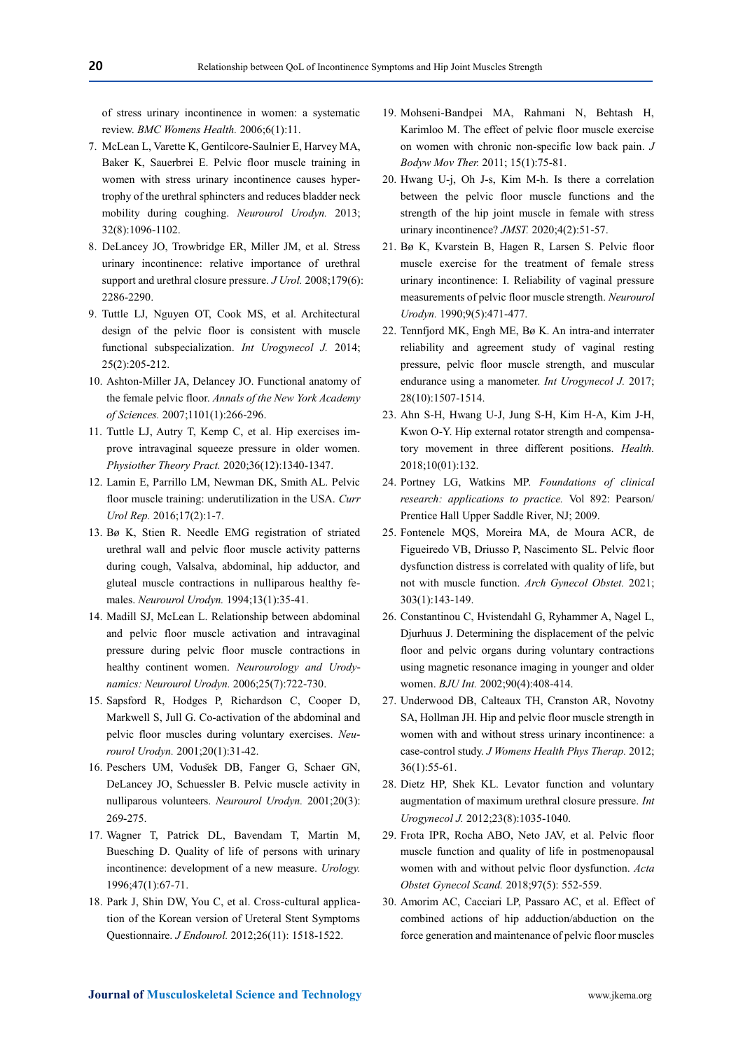of stress urinary incontinence in women: a systematic review. *BMC Womens Health.* 2006;6(1):11.

7. McLean L, Varette K, Gentilcore-Saulnier E, Harvey MA, Baker K, Sauerbrei E. Pelvic floor muscle training in women with stress urinary incontinence causes hypertrophy of the urethral sphincters and reduces bladder neck mobility during coughing. *Neurourol Urodyn.* 2013; 32(8):1096-1102.
8. DeLancey JO, Trowbridge ER, Miller JM, et al. Stress urinary incontinence: relative importance of urethral support and urethral closure pressure. *J Urol.* 2008;179(6): 2286-2290.
9. Tuttle LJ, Nguyen OT, Cook MS, et al. Architectural design of the pelvic floor is consistent with muscle functional subspecialization. *Int Urogynecol J.* 2014; 25(2):205-212.
10. Ashton-Miller JA, Delancey JO. Functional anatomy of the female pelvic floor. *Annals of the New York Academy of Sciences.* 2007;1101(1):266-296.
11. Tuttle LJ, Autry T, Kemp C, et al. Hip exercises improve intravaginal squeeze pressure in older women. *Physiother Theory Pract.* 2020;36(12):1340-1347.
12. Lamin E, Parrillo LM, Newman DK, Smith AL. Pelvic floor muscle training: underutilization in the USA. *Curr Urol Rep.* 2016;17(2):1-7.
13. Bø K, Stien R. Needle EMG registration of striated urethral wall and pelvic floor muscle activity patterns during cough, Valsalva, abdominal, hip adductor, and gluteal muscle contractions in nulliparous healthy females. *Neurourol Urodyn.* 1994;13(1):35-41.
14. Madill SJ, McLean L. Relationship between abdominal and pelvic floor muscle activation and intravaginal pressure during pelvic floor muscle contractions in healthy continent women. *Neurourology and Urodynamics: Neurourol Urodyn.* 2006;25(7):722-730.
15. Sapsford R, Hodges P, Richardson C, Cooper D, Markwell S, Jull G. Co-activation of the abdominal and pelvic floor muscles during voluntary exercises. *Neurourol Urodyn.* 2001;20(1):31-42.
16. Peschers UM, Vodušek DB, Fanger G, Schaer GN, DeLancey JO, Schuessler B. Pelvic muscle activity in nulliparous volunteers. *Neurourol Urodyn.* 2001;20(3): 269-275.
17. Wagner T, Patrick DL, Bavendam T, Martin M, Buesching D. Quality of life of persons with urinary incontinence: development of a new measure. *Urology.* 1996;47(1):67-71.
18. Park J, Shin DW, You C, et al. Cross-cultural application of the Korean version of Ureteral Stent Symptoms Questionnaire. *J Endourol.* 2012;26(11): 1518-1522.
19. Mohseni-Bandpei MA, Rahmani N, Behtash H, Karimloo M. The effect of pelvic floor muscle exercise on women with chronic non-specific low back pain. *J Bodyw Mov Ther.* 2011; 15(1):75-81.
20. Hwang U-j, Oh J-s, Kim M-h. Is there a correlation between the pelvic floor muscle functions and the strength of the hip joint muscle in female with stress urinary incontinence? *JMST.* 2020;4(2):51-57.
21. Bø K, Kvarstein B, Hagen R, Larsen S. Pelvic floor muscle exercise for the treatment of female stress urinary incontinence: I. Reliability of vaginal pressure measurements of pelvic floor muscle strength. *Neurourol Urodyn.* 1990;9(5):471-477.
22. Tennfjord MK, Engh ME, Bø K. An intra-and interrater reliability and agreement study of vaginal resting pressure, pelvic floor muscle strength, and muscular endurance using a manometer. *Int Urogynecol J.* 2017; 28(10):1507-1514.
23. Ahn S-H, Hwang U-J, Jung S-H, Kim H-A, Kim J-H, Kwon O-Y. Hip external rotator strength and compensatory movement in three different positions. *Health.* 2018;10(01):132.
24. Portney LG, Watkins MP. *Foundations of clinical research: applications to practice.* Vol 892: Pearson/ Prentice Hall Upper Saddle River, NJ; 2009.
25. Fontenele MQS, Moreira MA, de Moura ACR, de Figueiredo VB, Driusso P, Nascimento SL. Pelvic floor dysfunction distress is correlated with quality of life, but not with muscle function. *Arch Gynecol Obstet.* 2021; 303(1):143-149.
26. Constantinou C, Hvistendahl G, Ryhammer A, Nagel L, Djurhuus J. Determining the displacement of the pelvic floor and pelvic organs during voluntary contractions using magnetic resonance imaging in younger and older women. *BJU Int.* 2002;90(4):408-414.
27. Underwood DB, Calteaux TH, Cranston AR, Novotny SA, Hollman JH. Hip and pelvic floor muscle strength in women with and without stress urinary incontinence: a case-control study. *J Womens Health Phys Therap.* 2012; 36(1):55-61.
28. Dietz HP, Shek KL. Levator function and voluntary augmentation of maximum urethral closure pressure. *Int Urogynecol J.* 2012;23(8):1035-1040.
29. Frota IPR, Rocha ABO, Neto JAV, et al. Pelvic floor muscle function and quality of life in postmenopausal women with and without pelvic floor dysfunction. *Acta Obstet Gynecol Scand.* 2018;97(5): 552-559.
30. Amorim AC, Cacciari LP, Passaro AC, et al. Effect of combined actions of hip adduction/abduction on the force generation and maintenance of pelvic floor muscles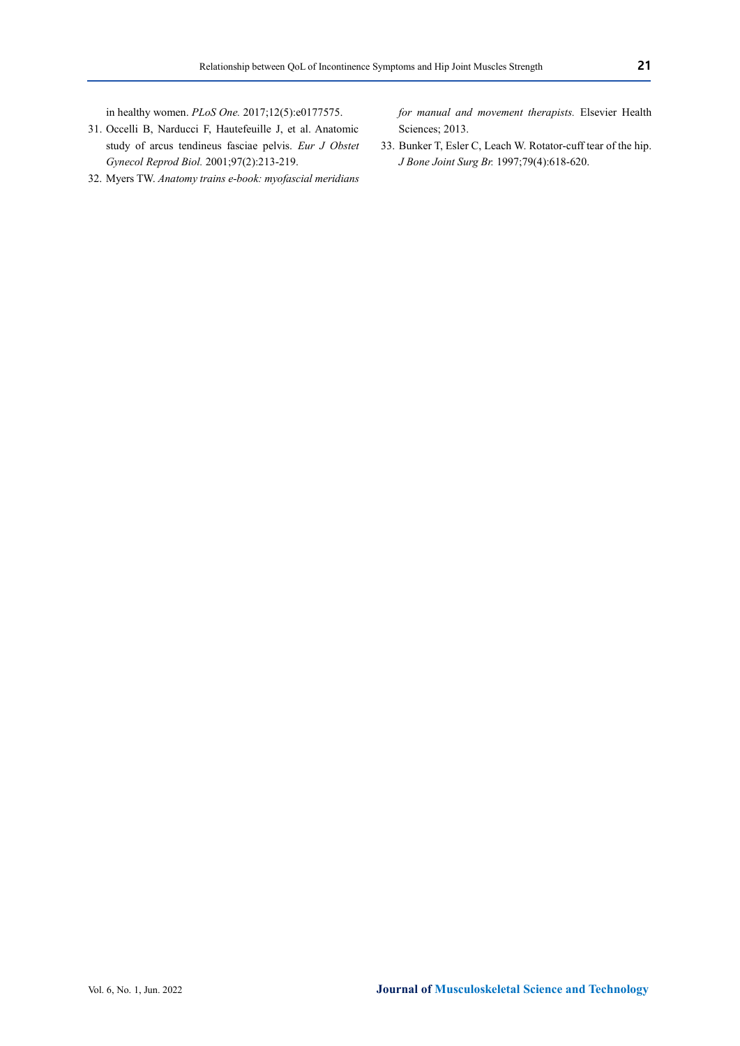in healthy women. *PLoS One.* 2017;12(5):e0177575.

31. Occelli B, Narducci F, Hautefeuille J, et al. Anatomic study of arcus tendineus fasciae pelvis. *Eur J Obstet Gynecol Reprod Biol.* 2001;97(2):213-219.
32. Myers TW. *Anatomy trains e-book: myofascial meridians for manual and movement therapists.* Elsevier Health Sciences; 2013.
33. Bunker T, Esler C, Leach W. Rotator-cuff tear of the hip. *J Bone Joint Surg Br.* 1997;79(4):618-620.